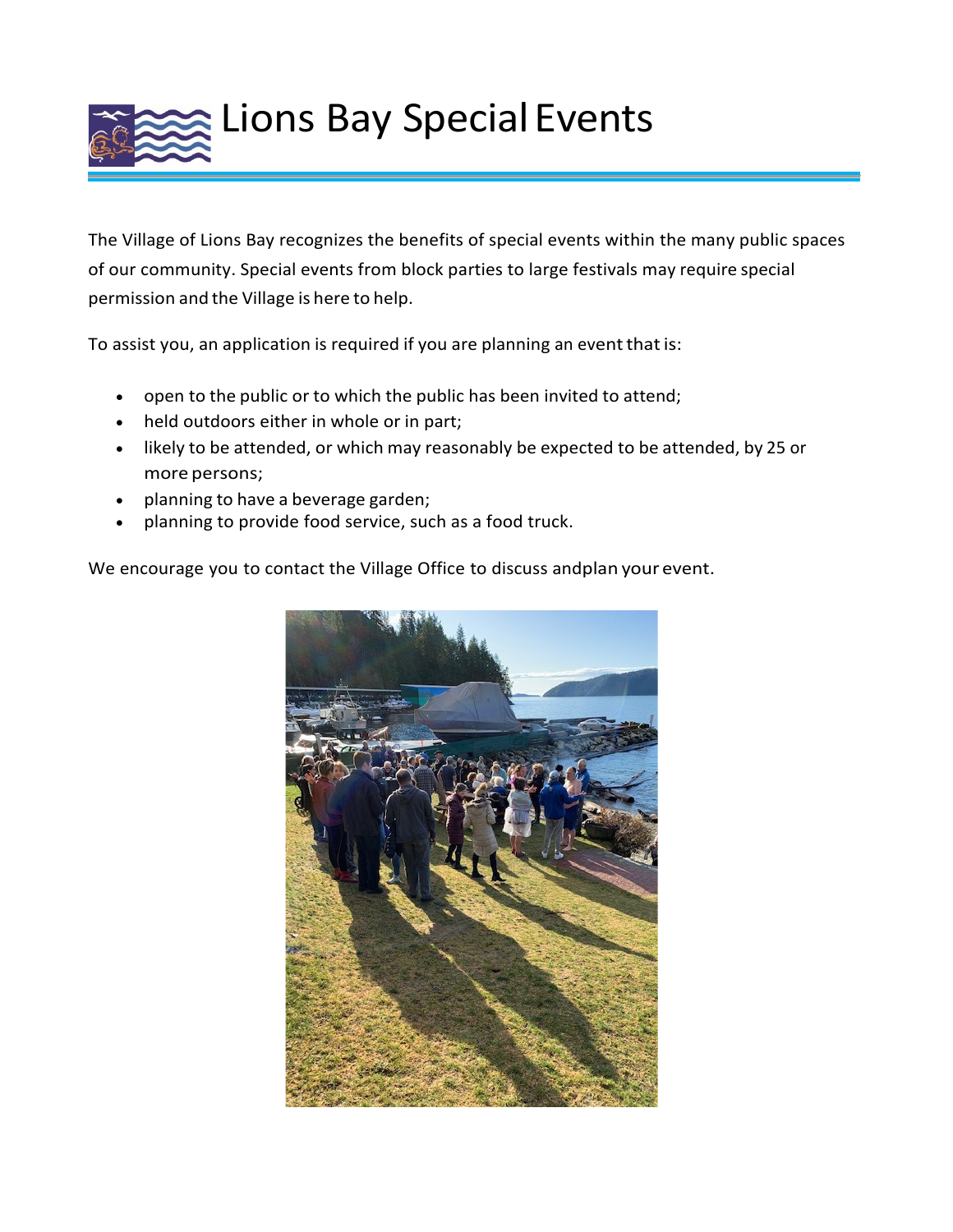# Lions Bay Special Events

The Village of Lions Bay recognizes the benefits of special events within the many public spaces of our community. Special events from block parties to large festivals may require special permission and the Village is here to help.

To assist you, an application is required if you are planning an event that is:

- open to the public or to which the public has been invited to attend;
- held outdoors either in whole or in part;
- likely to be attended, or which may reasonably be expected to be attended, by 25 or more persons;
- planning to have a beverage garden;
- planning to provide food service, such as a food truck.

We encourage you to contact the Village Office to discuss andplan your event.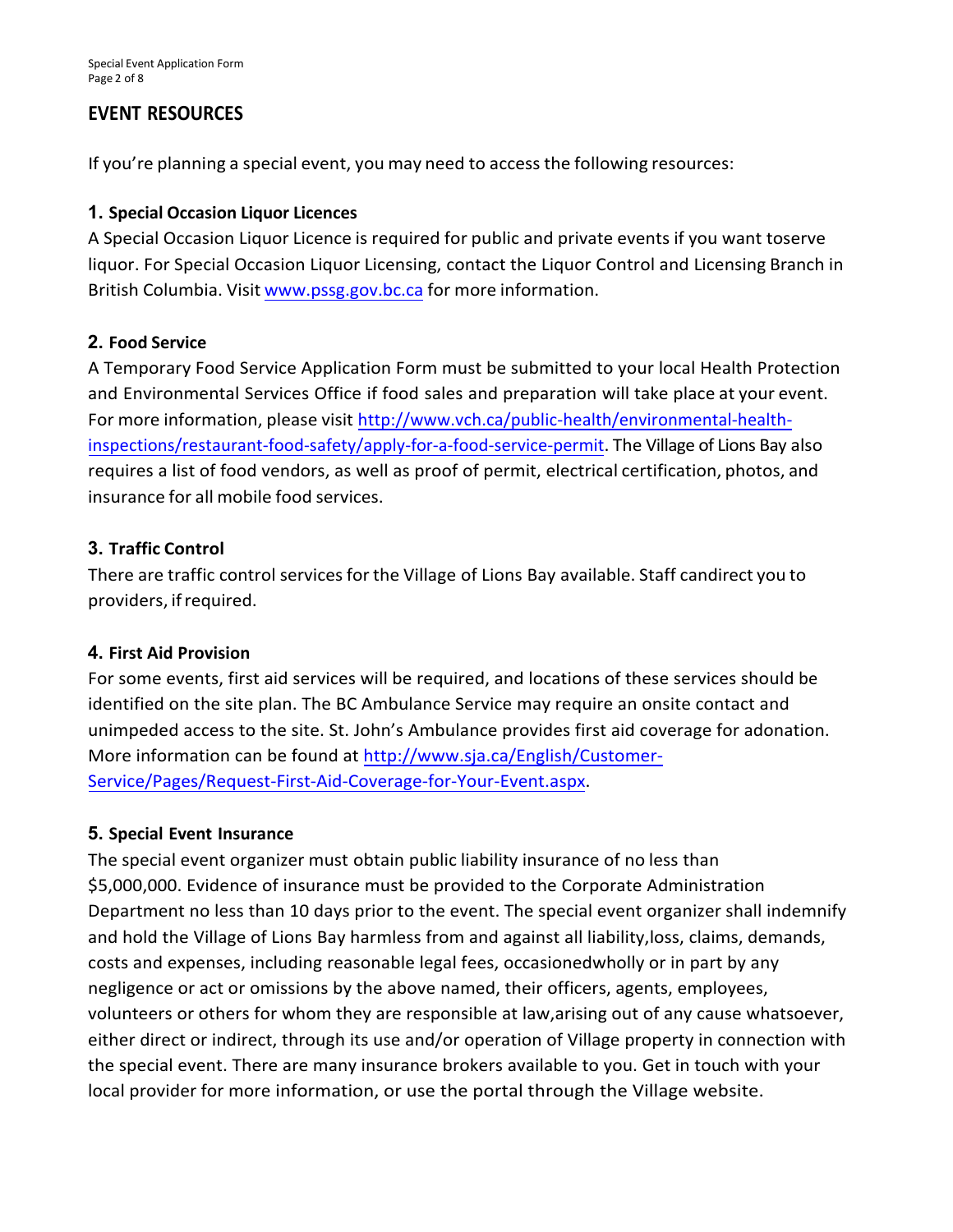## EVENT RESOURCES

If you're planning a special event, you may need to access the following resources:

### 1. Special Occasion Liquor Licences

A Special Occasion Liquor Licence is required for public and private events if you want toserve liquor. For Special Occasion Liquor Licensing, contact the Liquor Control and Licensing Branch in British Columbia. Visit www.pssg.gov.bc.ca for more information.

### 2. Food Service

A Temporary Food Service Application Form must be submitted to your local Health Protection and Environmental Services Office if food sales and preparation will take place at your event. For more information, please visit http://www.vch.ca/public-health/environmental-health-inspections/restaurant-food-safety/apply-for-a-food-service-permit. The Village of Lions Bay also requires a list of food vendors, as well as proof of permit, electrical certification, photos, and insurance for all mobile food services.

### 3. Traffic Control

There are traffic control services for the Village of Lions Bay available. Staff candirect you to providers, if required.

### 4. First Aid Provision

For some events, first aid services will be required, and locations of these services should be identified on the site plan. The BC Ambulance Service may require an onsite contact and unimpeded access to the site. St. John's Ambulance provides first aid coverage for adonation. More information can be found at http://www.sja.ca/English/Customer-Service/Pages/Request-First-Aid-Coverage-for-Your-Event.aspx.

### 5. Special Event Insurance

The special event organizer must obtain public liability insurance of no less than $5,000,000. Evidence of insurance must be provided to the Corporate Administration Department no less than 10 days prior to the event. The special event organizer shall indemnify and hold the Village of Lions Bay harmless from and against all liability,loss, claims, demands, costs and expenses, including reasonable legal fees, occasionedwholly or in part by any negligence or act or omissions by the above named, their officers, agents, employees, volunteers or others for whom they are responsible at law,arising out of any cause whatsoever, either direct or indirect, through its use and/or operation of Village property in connection with the special event. There are many insurance brokers available to you. Get in touch with your local provider for more information, or use the portal through the Village website.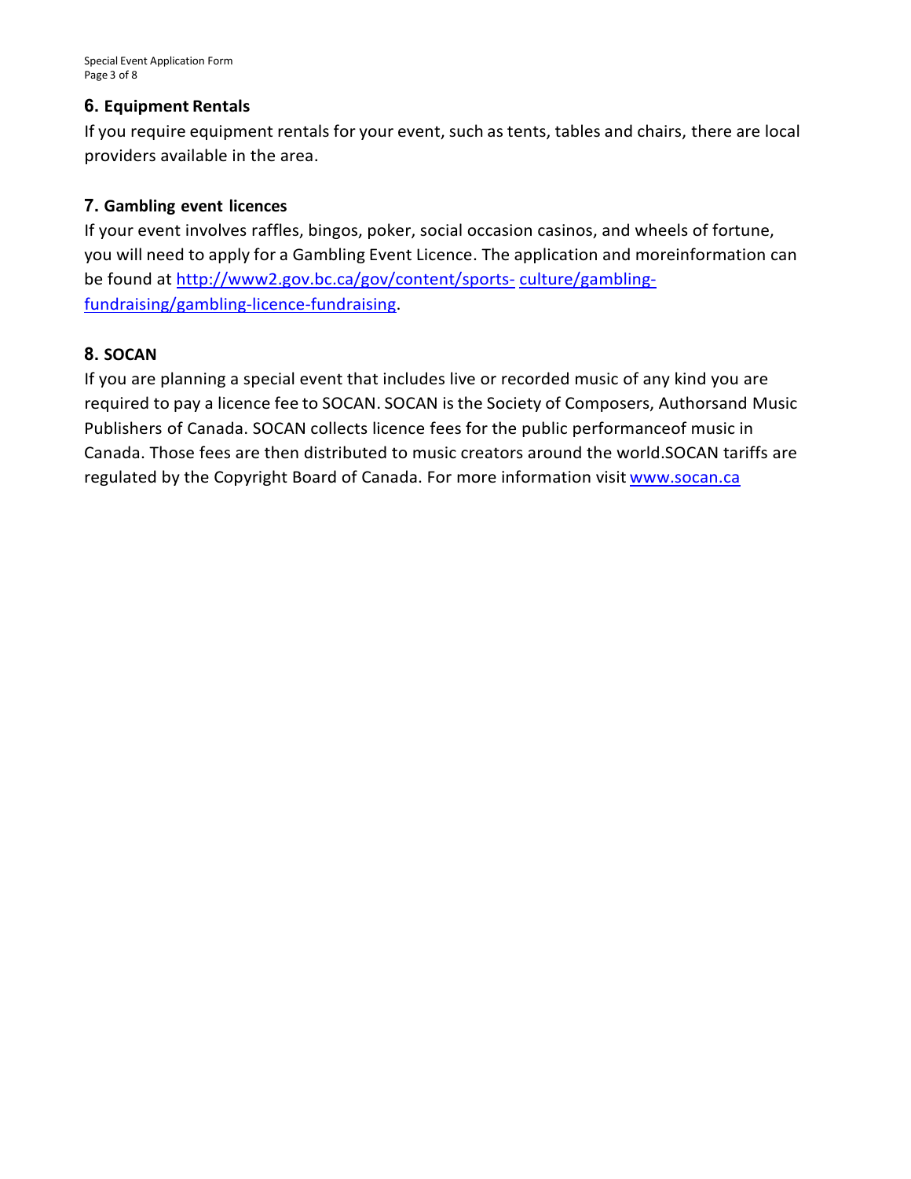## 6. Equipment Rentals

If you require equipment rentals for your event, such as tents, tables and chairs, there are local providers available in the area.

## 7. Gambling event licences

If your event involves raffles, bingos, poker, social occasion casinos, and wheels of fortune, you will need to apply for a Gambling Event Licence. The application and moreinformation can be found at [http://www2.gov.bc.ca/gov/content/sports- culture/gambling-fundraising/gambling-licence-fundraising](http://www2.gov.bc.ca/gov/content/sports-culture/gambling-fundraising/gambling-licence-fundraising).

## 8. SOCAN

If you are planning a special event that includes live or recorded music of any kind you are required to pay a licence fee to SOCAN. SOCAN is the Society of Composers, Authorsand Music Publishers of Canada. SOCAN collects licence fees for the public performanceof music in Canada. Those fees are then distributed to music creators around the world.SOCAN tariffs are regulated by the Copyright Board of Canada. For more information visit [www.socan.ca](http://www.socan.ca)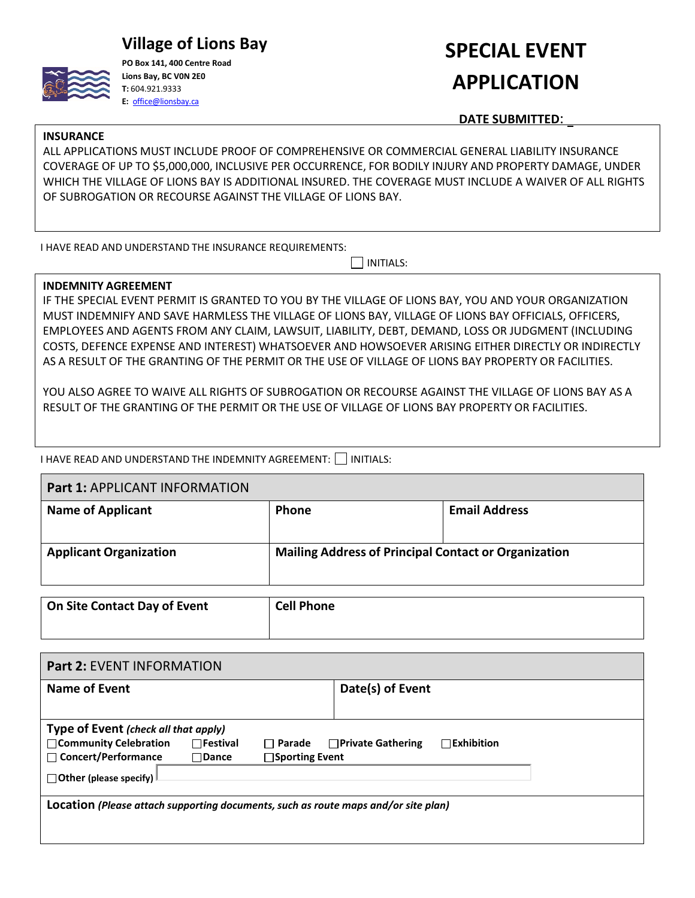# Village of Lions Bay

**PO Box 141, 400 Centre Road**
**Lions Bay, BC V0N 2E0**
**T:** 604.921.9333
**E:** office@lionsbay.ca

# SPECIAL EVENT APPLICATION

**DATE SUBMITTED:** _

**INSURANCE**

ALL APPLICATIONS MUST INCLUDE PROOF OF COMPREHENSIVE OR COMMERCIAL GENERAL LIABILITY INSURANCE COVERAGE OF UP TO $5,000,000, INCLUSIVE PER OCCURRENCE, FOR BODILY INJURY AND PROPERTY DAMAGE, UNDER WHICH THE VILLAGE OF LIONS BAY IS ADDITIONAL INSURED. THE COVERAGE MUST INCLUDE A WAIVER OF ALL RIGHTS OF SUBROGATION OR RECOURSE AGAINST THE VILLAGE OF LIONS BAY.

I HAVE READ AND UNDERSTAND THE INSURANCE REQUIREMENTS:

☐ INITIALS:

**INDEMNITY AGREEMENT**

IF THE SPECIAL EVENT PERMIT IS GRANTED TO YOU BY THE VILLAGE OF LIONS BAY, YOU AND YOUR ORGANIZATION MUST INDEMNIFY AND SAVE HARMLESS THE VILLAGE OF LIONS BAY, VILLAGE OF LIONS BAY OFFICIALS, OFFICERS, EMPLOYEES AND AGENTS FROM ANY CLAIM, LAWSUIT, LIABILITY, DEBT, DEMAND, LOSS OR JUDGMENT (INCLUDING COSTS, DEFENCE EXPENSE AND INTEREST) WHATSOEVER AND HOWSOEVER ARISING EITHER DIRECTLY OR INDIRECTLY AS A RESULT OF THE GRANTING OF THE PERMIT OR THE USE OF VILLAGE OF LIONS BAY PROPERTY OR FACILITIES.

YOU ALSO AGREE TO WAIVE ALL RIGHTS OF SUBROGATION OR RECOURSE AGAINST THE VILLAGE OF LIONS BAY AS A RESULT OF THE GRANTING OF THE PERMIT OR THE USE OF VILLAGE OF LIONS BAY PROPERTY OR FACILITIES.

I HAVE READ AND UNDERSTAND THE INDEMNITY AGREEMENT: ☐ INITIALS:

| **Part 1:** APPLICANT INFORMATION | | |
|---|---|---|
| **Name of Applicant** | **Phone** | **Email Address** |
| **Applicant Organization** | **Mailing Address of Principal Contact or Organization** | |

| **On Site Contact Day of Event** | **Cell Phone** |
|---|---|
| | |

| **Part 2:** EVENT INFORMATION | |
|---|---|
| **Name of Event** | **Date(s) of Event** |

**Type of Event** ***(check all that apply)***

☐ **Community Celebration** ☐ **Festival** ☐ **Parade** ☐ **Private Gathering** ☐ **Exhibition**
☐ **Concert/Performance** ☐ **Dance** ☐ **Sporting Event**
☐ **Other (please specify)** ____________________

**Location** ***(Please attach supporting documents, such as route maps and/or site plan)***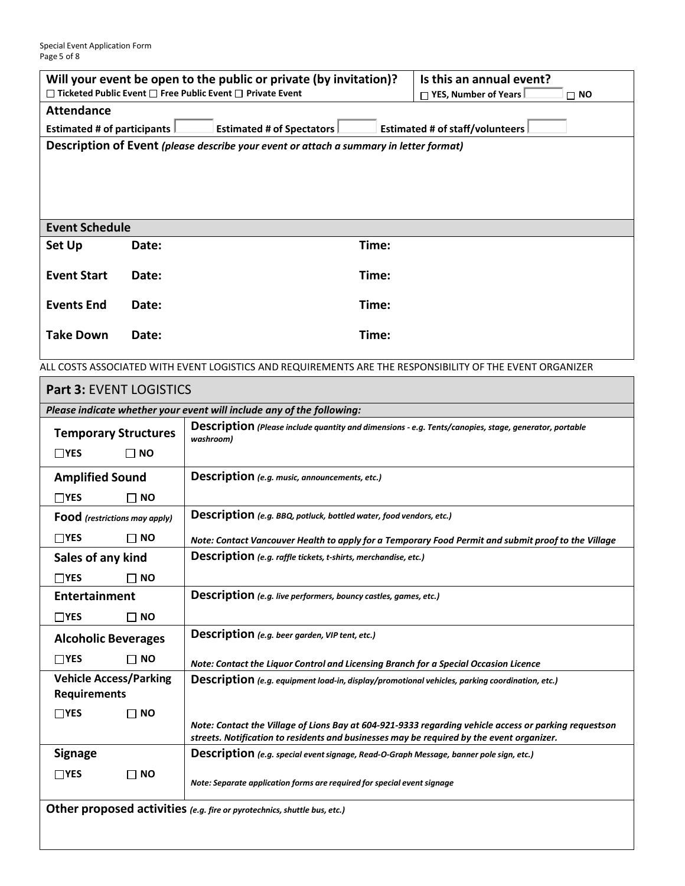| Will your event be open to the public or private (by invitation)? | Is this an annual event? |
| --- | --- |
| ☐ Ticketed Public Event ☐ Free Public Event ☐ Private Event | ☐ YES, Number of Years ____ ☐ NO |

**Attendance**

**Estimated # of participants** ____ **Estimated # of Spectators** ____ **Estimated # of staff/volunteers** ____

**Description of Event** *(please describe your event or attach a summary in letter format)*

**Event Schedule**

| | | |
| --- | --- | --- |
| **Set Up** | **Date:** | **Time:** |
| **Event Start** | **Date:** | **Time:** |
| **Events End** | **Date:** | **Time:** |
| **Take Down** | **Date:** | **Time:** |

ALL COSTS ASSOCIATED WITH EVENT LOGISTICS AND REQUIREMENTS ARE THE RESPONSIBILITY OF THE EVENT ORGANIZER

## Part 3: EVENT LOGISTICS

***Please indicate whether your event will include any of the following:***

| | |
| --- | --- |
| **Temporary Structures** ☐YES ☐ NO | **Description** *(Please include quantity and dimensions - e.g. Tents/canopies, stage, generator, portable washroom)* |
| **Amplified Sound** ☐YES ☐ NO | **Description** *(e.g. music, announcements, etc.)* |
| **Food** *(restrictions may apply)* ☐YES ☐ NO | **Description** *(e.g. BBQ, potluck, bottled water, food vendors, etc.)*<br>***Note: Contact Vancouver Health to apply for a Temporary Food Permit and submit proof to the Village*** |
| **Sales of any kind** ☐YES ☐ NO | **Description** *(e.g. raffle tickets, t-shirts, merchandise, etc.)* |
| **Entertainment** ☐YES ☐ NO | **Description** *(e.g. live performers, bouncy castles, games, etc.)* |
| **Alcoholic Beverages** ☐YES ☐ NO | **Description** *(e.g. beer garden, VIP tent, etc.)*<br>***Note: Contact the Liquor Control and Licensing Branch for a Special Occasion Licence*** |
| **Vehicle Access/Parking Requirements** ☐YES ☐ NO | **Description** *(e.g. equipment load-in, display/promotional vehicles, parking coordination, etc.)*<br>***Note: Contact the Village of Lions Bay at 604-921-9333 regarding vehicle access or parking requestson streets. Notification to residents and businesses may be required by the event organizer.*** |
| **Signage** ☐YES ☐ NO | **Description** *(e.g. special event signage, Read-O-Graph Message, banner pole sign, etc.)*<br>***Note: Separate application forms are required for special event signage*** |

**Other proposed activities** *(e.g. fire or pyrotechnics, shuttle bus, etc.)*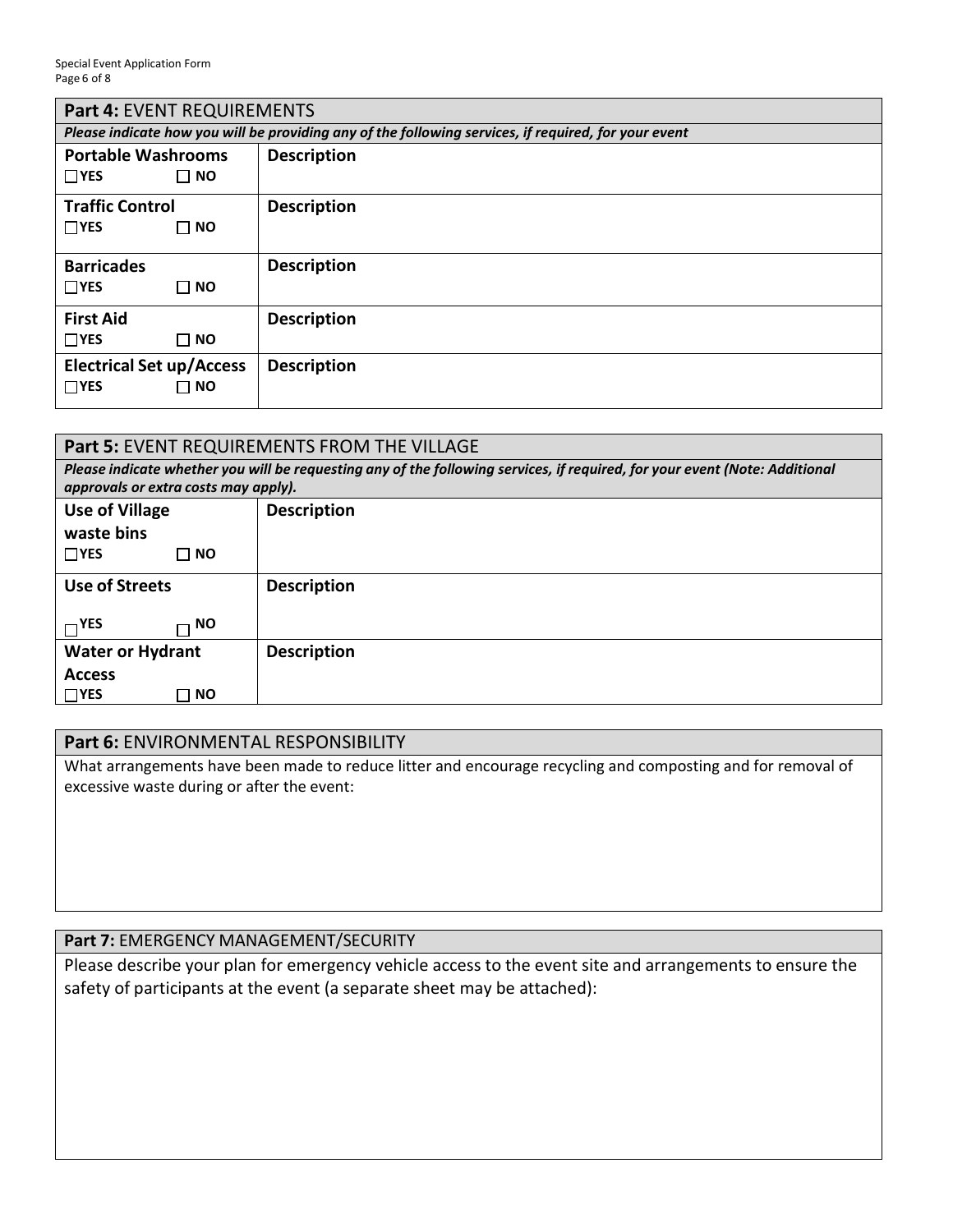| **Part 4:** EVENT REQUIREMENTS | |
|---|---|
| ***Please indicate how you will be providing any of the following services, if required, for your event*** | |
| **Portable Washrooms**<br>☐ **YES** ☐ **NO** | **Description** |
| **Traffic Control**<br>☐ **YES** ☐ **NO** | **Description** |
| **Barricades**<br>☐ **YES** ☐ **NO** | **Description** |
| **First Aid**<br>☐ **YES** ☐ **NO** | **Description** |
| **Electrical Set up/Access**<br>☐ **YES** ☐ **NO** | **Description** |

| **Part 5:** EVENT REQUIREMENTS FROM THE VILLAGE | |
|---|---|
| ***Please indicate whether you will be requesting any of the following services, if required, for your event (Note: Additional approvals or extra costs may apply).*** | |
| **Use of Village waste bins**<br>☐ **YES** ☐ **NO** | **Description** |
| **Use of Streets**<br>☐ **YES** ☐ **NO** | **Description** |
| **Water or Hydrant Access**<br>☐ **YES** ☐ **NO** | **Description** |

## **Part 6:** ENVIRONMENTAL RESPONSIBILITY

What arrangements have been made to reduce litter and encourage recycling and composting and for removal of excessive waste during or after the event:

## **Part 7:** EMERGENCY MANAGEMENT/SECURITY

Please describe your plan for emergency vehicle access to the event site and arrangements to ensure the safety of participants at the event (a separate sheet may be attached):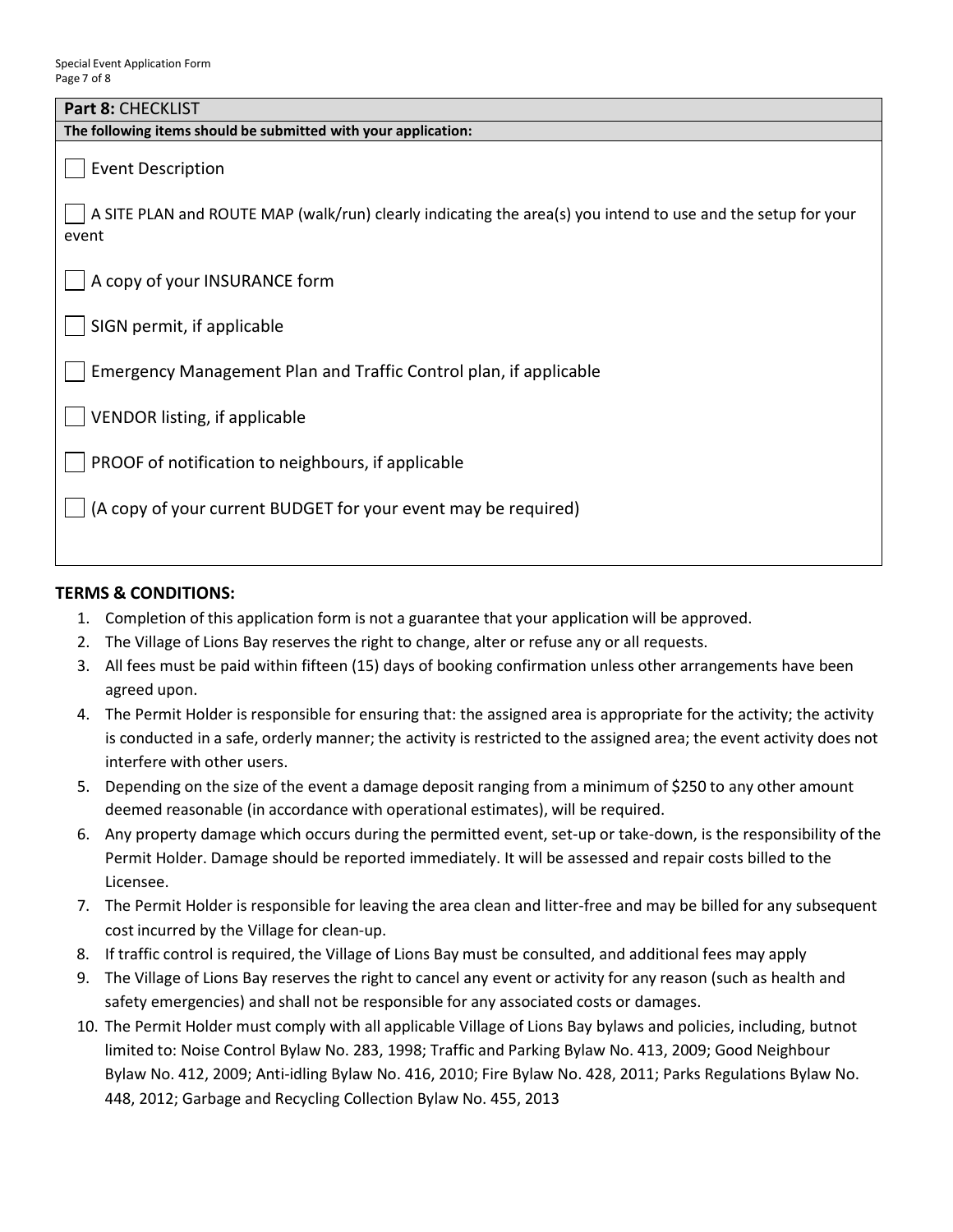## Part 8: CHECKLIST

**The following items should be submitted with your application:**

- [ ] Event Description
- [ ] A SITE PLAN and ROUTE MAP (walk/run) clearly indicating the area(s) you intend to use and the setup for your event
- [ ] A copy of your INSURANCE form
- [ ] SIGN permit, if applicable
- [ ] Emergency Management Plan and Traffic Control plan, if applicable
- [ ] VENDOR listing, if applicable
- [ ] PROOF of notification to neighbours, if applicable
- [ ] (A copy of your current BUDGET for your event may be required)

**TERMS & CONDITIONS:**

1. Completion of this application form is not a guarantee that your application will be approved.
2. The Village of Lions Bay reserves the right to change, alter or refuse any or all requests.
3. All fees must be paid within fifteen (15) days of booking confirmation unless other arrangements have been agreed upon.
4. The Permit Holder is responsible for ensuring that: the assigned area is appropriate for the activity; the activity is conducted in a safe, orderly manner; the activity is restricted to the assigned area; the event activity does not interfere with other users.
5. Depending on the size of the event a damage deposit ranging from a minimum of $250 to any other amount deemed reasonable (in accordance with operational estimates), will be required.
6. Any property damage which occurs during the permitted event, set-up or take-down, is the responsibility of the Permit Holder. Damage should be reported immediately. It will be assessed and repair costs billed to the Licensee.
7. The Permit Holder is responsible for leaving the area clean and litter-free and may be billed for any subsequent cost incurred by the Village for clean-up.
8. If traffic control is required, the Village of Lions Bay must be consulted, and additional fees may apply
9. The Village of Lions Bay reserves the right to cancel any event or activity for any reason (such as health and safety emergencies) and shall not be responsible for any associated costs or damages.
10. The Permit Holder must comply with all applicable Village of Lions Bay bylaws and policies, including, butnot limited to: Noise Control Bylaw No. 283, 1998; Traffic and Parking Bylaw No. 413, 2009; Good Neighbour Bylaw No. 412, 2009; Anti-idling Bylaw No. 416, 2010; Fire Bylaw No. 428, 2011; Parks Regulations Bylaw No. 448, 2012; Garbage and Recycling Collection Bylaw No. 455, 2013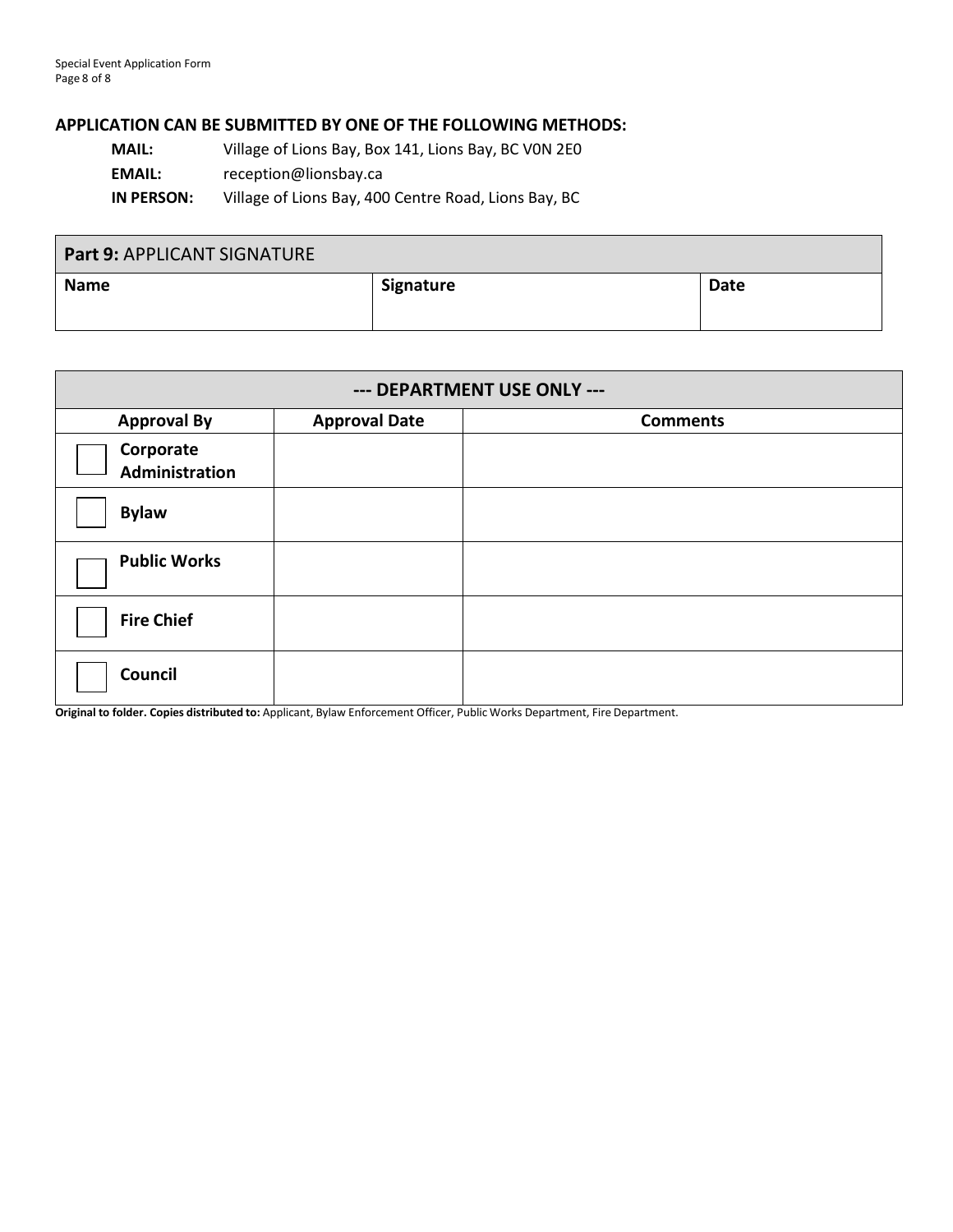**APPLICATION CAN BE SUBMITTED BY ONE OF THE FOLLOWING METHODS:**

**MAIL:** Village of Lions Bay, Box 141, Lions Bay, BC V0N 2E0

**EMAIL:** reception@lionsbay.ca

**IN PERSON:** Village of Lions Bay, 400 Centre Road, Lions Bay, BC

| **Part 9:** APPLICANT SIGNATURE | | |
|---|---|---|
| **Name** | **Signature** | **Date** |
| | | |

| --- DEPARTMENT USE ONLY --- | | |
|---|---|---|
| **Approval By** | **Approval Date** | **Comments** |
| ☐ **Corporate Administration** | | |
| ☐ **Bylaw** | | |
| ☐ **Public Works** | | |
| ☐ **Fire Chief** | | |
| ☐ **Council** | | |

**Original to folder. Copies distributed to:** Applicant, Bylaw Enforcement Officer, Public Works Department, Fire Department.